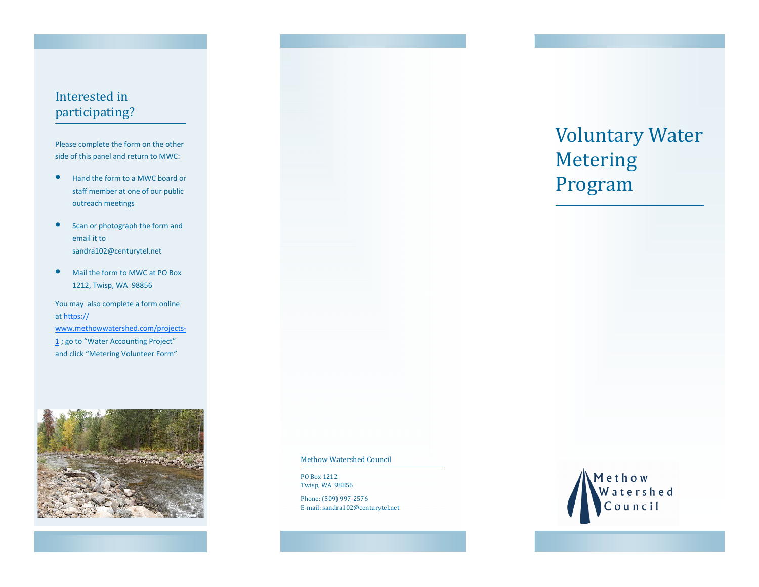## Interested in participating?

Please complete the form on the other side of this panel and return to MWC:

- Hand the form to a MWC board or staff member at one of our public outreach meetings
- Scan or photograph the form and email it to sandra102@centurytel.net
- Mail the form to MWC at PO Box 1212, Twisp, WA 98856

You may also complete a form online at https://www.methowwatershed.com/projects-1 ; go to "Water Accounting Project" and click "Metering Volunteer Form"

Methow Watershed Council

PO Box 1212
Twisp, WA 98856

Phone: (509) 997-2576
E-mail: sandra102@centurytel.net

# Voluntary Water Metering Program

Methow Watershed Council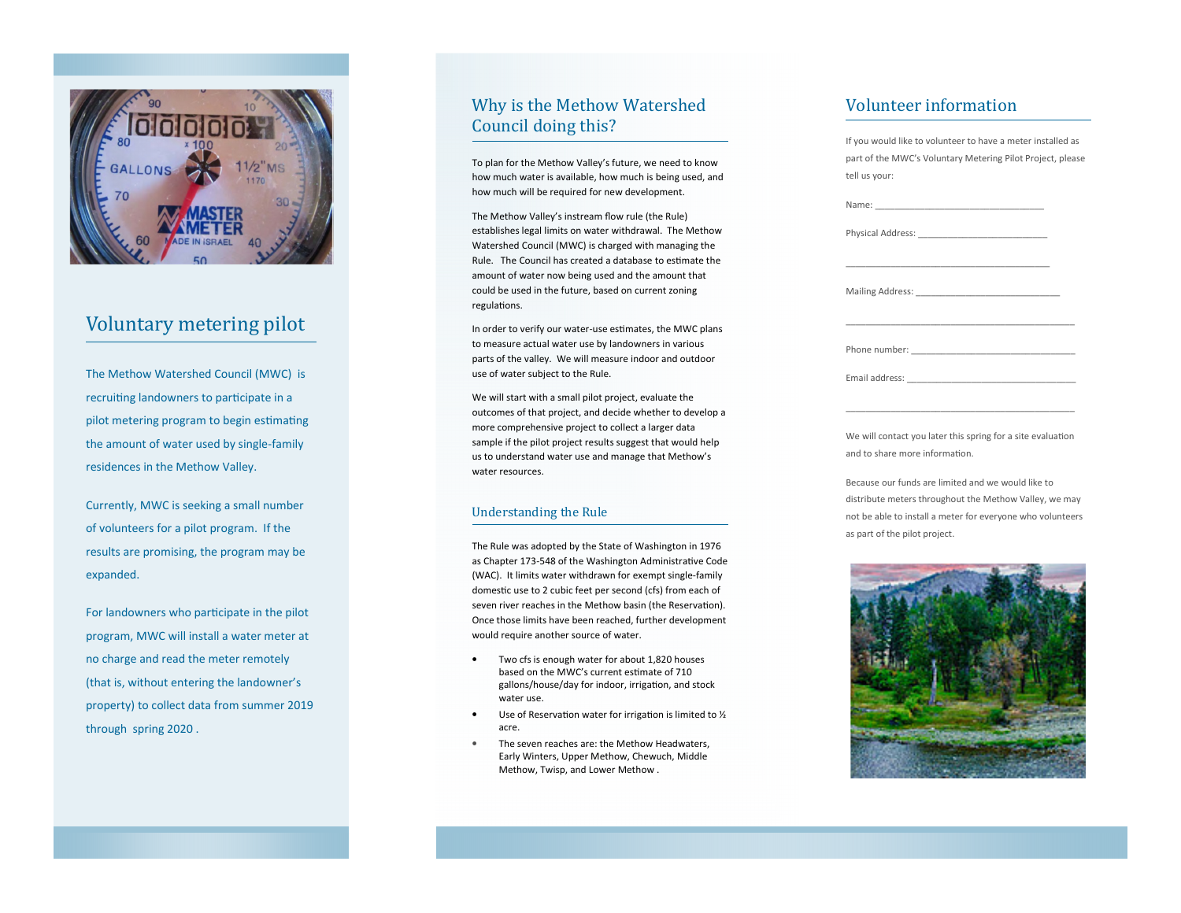## Voluntary metering pilot

The Methow Watershed Council (MWC) is recruiting landowners to participate in a pilot metering program to begin estimating the amount of water used by single-family residences in the Methow Valley.

Currently, MWC is seeking a small number of volunteers for a pilot program. If the results are promising, the program may be expanded.

For landowners who participate in the pilot program, MWC will install a water meter at no charge and read the meter remotely (that is, without entering the landowner's property) to collect data from summer 2019 through spring 2020 .

## Why is the Methow Watershed Council doing this?

To plan for the Methow Valley's future, we need to know how much water is available, how much is being used, and how much will be required for new development.

The Methow Valley's instream flow rule (the Rule) establishes legal limits on water withdrawal. The Methow Watershed Council (MWC) is charged with managing the Rule. The Council has created a database to estimate the amount of water now being used and the amount that could be used in the future, based on current zoning regulations.

In order to verify our water-use estimates, the MWC plans to measure actual water use by landowners in various parts of the valley. We will measure indoor and outdoor use of water subject to the Rule.

We will start with a small pilot project, evaluate the outcomes of that project, and decide whether to develop a more comprehensive project to collect a larger data sample if the pilot project results suggest that would help us to understand water use and manage that Methow's water resources.

### Understanding the Rule

The Rule was adopted by the State of Washington in 1976 as Chapter 173-548 of the Washington Administrative Code (WAC). It limits water withdrawn for exempt single-family domestic use to 2 cubic feet per second (cfs) from each of seven river reaches in the Methow basin (the Reservation). Once those limits have been reached, further development would require another source of water.

- Two cfs is enough water for about 1,820 houses based on the MWC's current estimate of 710 gallons/house/day for indoor, irrigation, and stock water use.
- Use of Reservation water for irrigation is limited to ½ acre.
- The seven reaches are: the Methow Headwaters, Early Winters, Upper Methow, Chewuch, Middle Methow, Twisp, and Lower Methow .

## Volunteer information

If you would like to volunteer to have a meter installed as part of the MWC's Voluntary Metering Pilot Project, please tell us your:

Name: ___________________________________

Physical Address: ___________________________

___________________________________________

Mailing Address: _____________________________

_______________________________________________

Phone number: _________________________________

Email address: __________________________________

_______________________________________________

We will contact you later this spring for a site evaluation and to share more information.

Because our funds are limited and we would like to distribute meters throughout the Methow Valley, we may not be able to install a meter for everyone who volunteers as part of the pilot project.